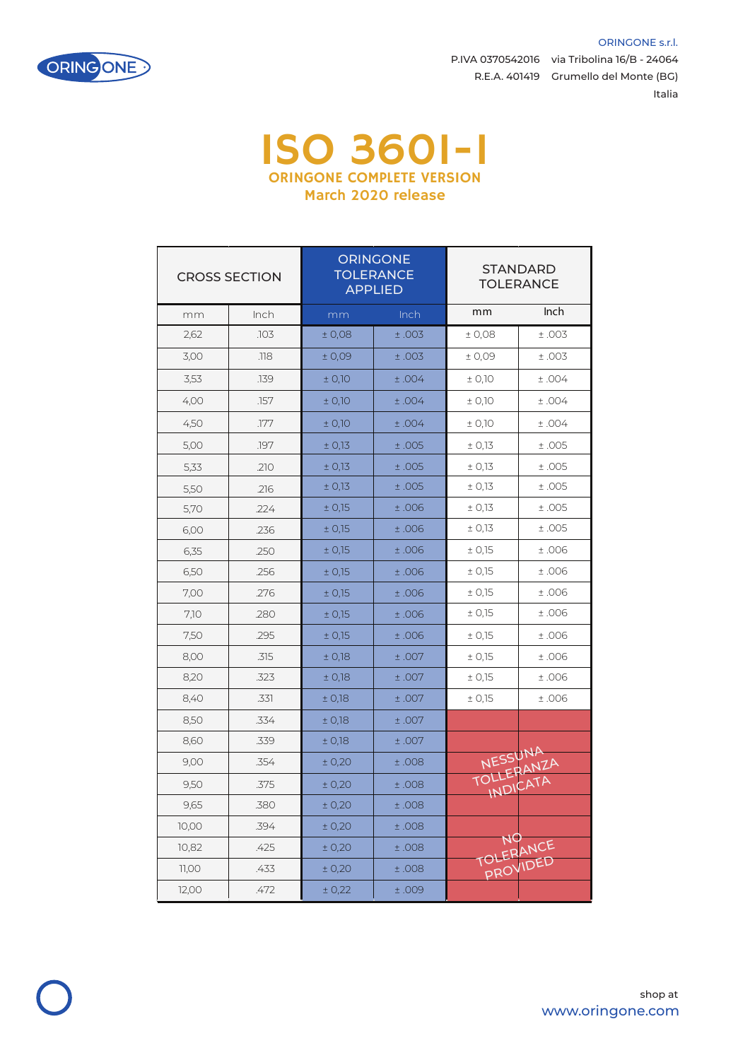ORINGONE s.r.l.

P.IVA 0370542016 via Tribolina 16/B - 24064

R.E.A. 401419 Grumello del Monte (BG)

Italia

# ISO 3601-1

## ORINGONE COMPLETE VERSION

### March 2020 release

| CROSS SECTION | | ORINGONE TOLERANCE APPLIED | | STANDARD TOLERANCE | |
|---|---|---|---|---|---|
| mm | Inch | mm | Inch | mm | Inch |
| 2,62 | .103 | ± 0,08 | ± .003 | ± 0,08 | ± .003 |
| 3,00 | .118 | ± 0,09 | ± .003 | ± 0,09 | ± .003 |
| 3,53 | .139 | ± 0,10 | ± .004 | ± 0,10 | ± .004 |
| 4,00 | .157 | ± 0,10 | ± .004 | ± 0,10 | ± .004 |
| 4,50 | .177 | ± 0,10 | ± .004 | ± 0,10 | ± .004 |
| 5,00 | .197 | ± 0,13 | ± .005 | ± 0,13 | ± .005 |
| 5,33 | .210 | ± 0,13 | ± .005 | ± 0,13 | ± .005 |
| 5,50 | .216 | ± 0,13 | ± .005 | ± 0,13 | ± .005 |
| 5,70 | .224 | ± 0,15 | ± .006 | ± 0,13 | ± .005 |
| 6,00 | .236 | ± 0,15 | ± .006 | ± 0,13 | ± .005 |
| 6,35 | .250 | ± 0,15 | ± .006 | ± 0,15 | ± .006 |
| 6,50 | .256 | ± 0,15 | ± .006 | ± 0,15 | ± .006 |
| 7,00 | .276 | ± 0,15 | ± .006 | ± 0,15 | ± .006 |
| 7,10 | .280 | ± 0,15 | ± .006 | ± 0,15 | ± .006 |
| 7,50 | .295 | ± 0,15 | ± .006 | ± 0,15 | ± .006 |
| 8,00 | .315 | ± 0,18 | ± .007 | ± 0,15 | ± .006 |
| 8,20 | .323 | ± 0,18 | ± .007 | ± 0,15 | ± .006 |
| 8,40 | .331 | ± 0,18 | ± .007 | ± 0,15 | ± .006 |
| 8,50 | .334 | ± 0,18 | ± .007 | NESSUNA TOLLERANZA INDICATA / NO TOLERANCE PROVIDED | |
| 8,60 | .339 | ± 0,18 | ± .007 | | |
| 9,00 | .354 | ± 0,20 | ± .008 | | |
| 9,50 | .375 | ± 0,20 | ± .008 | | |
| 9,65 | .380 | ± 0,20 | ± .008 | | |
| 10,00 | .394 | ± 0,20 | ± .008 | | |
| 10,82 | .425 | ± 0,20 | ± .008 | | |
| 11,00 | .433 | ± 0,20 | ± .008 | | |
| 12,00 | .472 | ± 0,22 | ± .009 | | |

shop at www.oringone.com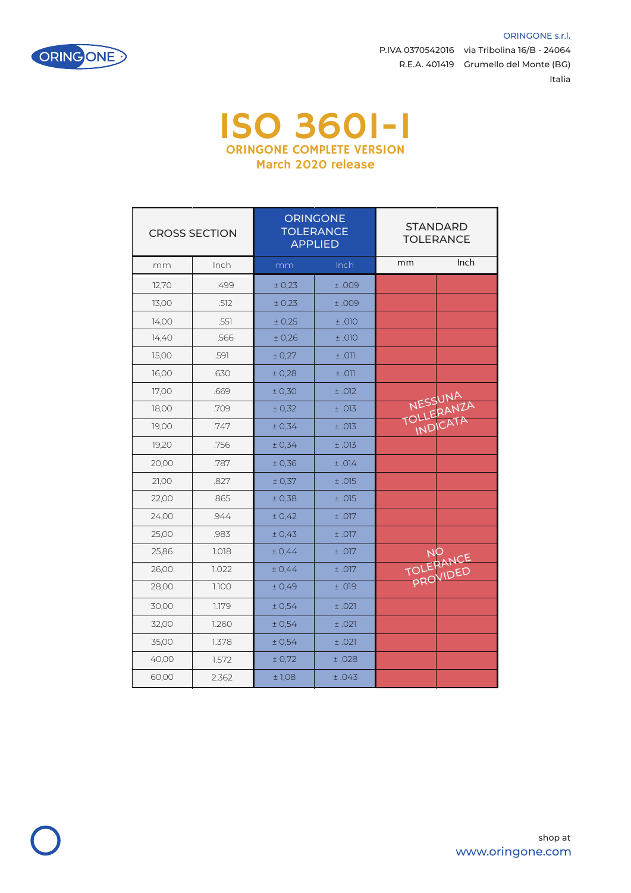ORINGONE s.r.l.

P.IVA 0370542016 via Tribolina 16/B - 24064

R.E.A. 401419 Grumello del Monte (BG)

Italia

# ISO 3601-1

## ORINGONE COMPLETE VERSION

### March 2020 release

| CROSS SECTION | | ORINGONE TOLERANCE APPLIED | | STANDARD TOLERANCE | |
|---|---|---|---|---|---|
| mm | Inch | mm | Inch | mm | Inch |
| 12,70 | .499 | ± 0,23 | ± .009 | | |
| 13,00 | .512 | ± 0,23 | ± .009 | | |
| 14,00 | .551 | ± 0,25 | ± .010 | | |
| 14,40 | .566 | ± 0,26 | ± .010 | | |
| 15,00 | .591 | ± 0,27 | ± .011 | | |
| 16,00 | .630 | ± 0,28 | ± .011 | | |
| 17,00 | .669 | ± 0,30 | ± .012 | NESSUNA TOLLERANZA INDICATA | |
| 18,00 | .709 | ± 0,32 | ± .013 | | |
| 19,00 | .747 | ± 0,34 | ± .013 | | |
| 19,20 | .756 | ± 0,34 | ± .013 | | |
| 20,00 | .787 | ± 0,36 | ± .014 | | |
| 21,00 | .827 | ± 0,37 | ± .015 | | |
| 22,00 | .865 | ± 0,38 | ± .015 | | |
| 24,00 | .944 | ± 0,42 | ± .017 | | |
| 25,00 | .983 | ± 0,43 | ± .017 | | |
| 25,86 | 1.018 | ± 0,44 | ± .017 | NO TOLERANCE PROVIDED | |
| 26,00 | 1.022 | ± 0,44 | ± .017 | | |
| 28,00 | 1.100 | ± 0,49 | ± .019 | | |
| 30,00 | 1.179 | ± 0,54 | ± .021 | | |
| 32,00 | 1.260 | ± 0,54 | ± .021 | | |
| 35,00 | 1.378 | ± 0,54 | ± .021 | | |
| 40,00 | 1.572 | ± 0,72 | ± .028 | | |
| 60,00 | 2.362 | ± 1,08 | ± .043 | | |

shop at
www.oringone.com